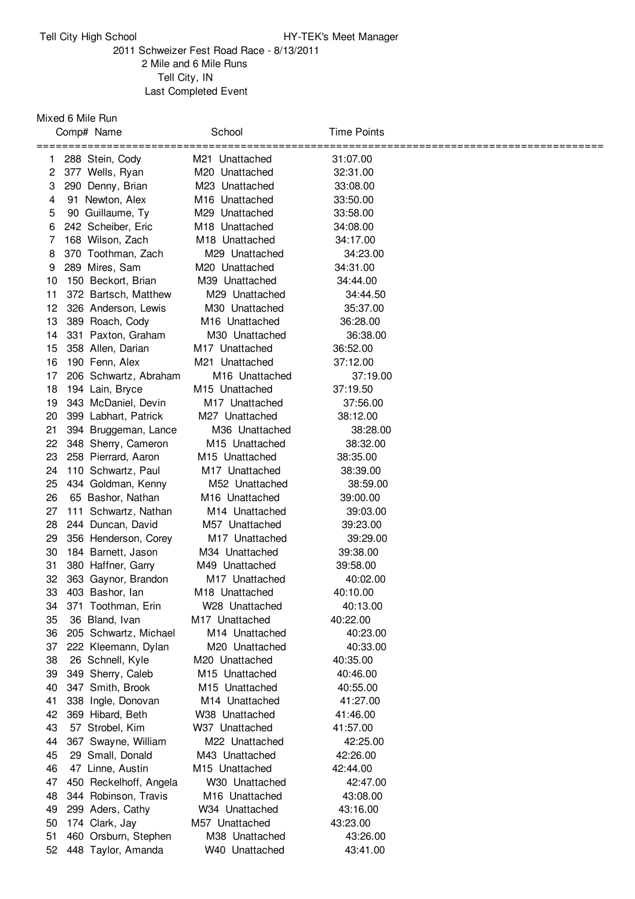Tell City High School — HY-TEK's Meet Manager

2011 Schweizer Fest Road Race - 8/13/2011

2 Mile and 6 Mile Runs

Tell City, IN

Last Completed Event

## Mixed 6 Mile Run

| | Comp# | Name | | School | Time | Points |
|---|---|---|---|---|---|---|
| 1 | 288 | Stein, Cody | M21 | Unattached | 31:07.00 | |
| 2 | 377 | Wells, Ryan | M20 | Unattached | 32:31.00 | |
| 3 | 290 | Denny, Brian | M23 | Unattached | 33:08.00 | |
| 4 | 91 | Newton, Alex | M16 | Unattached | 33:50.00 | |
| 5 | 90 | Guillaume, Ty | M29 | Unattached | 33:58.00 | |
| 6 | 242 | Scheiber, Eric | M18 | Unattached | 34:08.00 | |
| 7 | 168 | Wilson, Zach | M18 | Unattached | 34:17.00 | |
| 8 | 370 | Toothman, Zach | M29 | Unattached | 34:23.00 | |
| 9 | 289 | Mires, Sam | M20 | Unattached | 34:31.00 | |
| 10 | 150 | Beckort, Brian | M39 | Unattached | 34:44.00 | |
| 11 | 372 | Bartsch, Matthew | M29 | Unattached | 34:44.50 | |
| 12 | 326 | Anderson, Lewis | M30 | Unattached | 35:37.00 | |
| 13 | 389 | Roach, Cody | M16 | Unattached | 36:28.00 | |
| 14 | 331 | Paxton, Graham | M30 | Unattached | 36:38.00 | |
| 15 | 358 | Allen, Darian | M17 | Unattached | 36:52.00 | |
| 16 | 190 | Fenn, Alex | M21 | Unattached | 37:12.00 | |
| 17 | 206 | Schwartz, Abraham | M16 | Unattached | 37:19.00 | |
| 18 | 194 | Lain, Bryce | M15 | Unattached | 37:19.50 | |
| 19 | 343 | McDaniel, Devin | M17 | Unattached | 37:56.00 | |
| 20 | 399 | Labhart, Patrick | M27 | Unattached | 38:12.00 | |
| 21 | 394 | Bruggeman, Lance | M36 | Unattached | 38:28.00 | |
| 22 | 348 | Sherry, Cameron | M15 | Unattached | 38:32.00 | |
| 23 | 258 | Pierrard, Aaron | M15 | Unattached | 38:35.00 | |
| 24 | 110 | Schwartz, Paul | M17 | Unattached | 38:39.00 | |
| 25 | 434 | Goldman, Kenny | M52 | Unattached | 38:59.00 | |
| 26 | 65 | Bashor, Nathan | M16 | Unattached | 39:00.00 | |
| 27 | 111 | Schwartz, Nathan | M14 | Unattached | 39:03.00 | |
| 28 | 244 | Duncan, David | M57 | Unattached | 39:23.00 | |
| 29 | 356 | Henderson, Corey | M17 | Unattached | 39:29.00 | |
| 30 | 184 | Barnett, Jason | M34 | Unattached | 39:38.00 | |
| 31 | 380 | Haffner, Garry | M49 | Unattached | 39:58.00 | |
| 32 | 363 | Gaynor, Brandon | M17 | Unattached | 40:02.00 | |
| 33 | 403 | Bashor, Ian | M18 | Unattached | 40:10.00 | |
| 34 | 371 | Toothman, Erin | W28 | Unattached | 40:13.00 | |
| 35 | 36 | Bland, Ivan | M17 | Unattached | 40:22.00 | |
| 36 | 205 | Schwartz, Michael | M14 | Unattached | 40:23.00 | |
| 37 | 222 | Kleemann, Dylan | M20 | Unattached | 40:33.00 | |
| 38 | 26 | Schnell, Kyle | M20 | Unattached | 40:35.00 | |
| 39 | 349 | Sherry, Caleb | M15 | Unattached | 40:46.00 | |
| 40 | 347 | Smith, Brook | M15 | Unattached | 40:55.00 | |
| 41 | 338 | Ingle, Donovan | M14 | Unattached | 41:27.00 | |
| 42 | 369 | Hibard, Beth | W38 | Unattached | 41:46.00 | |
| 43 | 57 | Strobel, Kim | W37 | Unattached | 41:57.00 | |
| 44 | 367 | Swayne, William | M22 | Unattached | 42:25.00 | |
| 45 | 29 | Small, Donald | M43 | Unattached | 42:26.00 | |
| 46 | 47 | Linne, Austin | M15 | Unattached | 42:44.00 | |
| 47 | 450 | Reckelhoff, Angela | W30 | Unattached | 42:47.00 | |
| 48 | 344 | Robinson, Travis | M16 | Unattached | 43:08.00 | |
| 49 | 299 | Aders, Cathy | W34 | Unattached | 43:16.00 | |
| 50 | 174 | Clark, Jay | M57 | Unattached | 43:23.00 | |
| 51 | 460 | Orsburn, Stephen | M38 | Unattached | 43:26.00 | |
| 52 | 448 | Taylor, Amanda | W40 | Unattached | 43:41.00 | |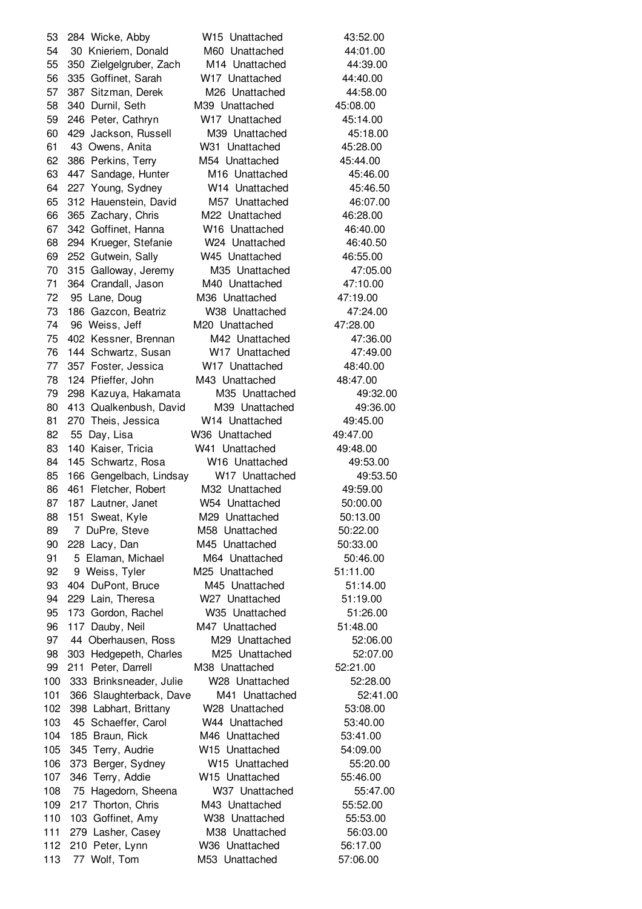| Place | Bib | Name | Div | Team | Time |
|---|---|---|---|---|---|
| 53 | 284 | Wicke, Abby | W15 | Unattached | 43:52.00 |
| 54 | 30 | Knieriem, Donald | M60 | Unattached | 44:01.00 |
| 55 | 350 | Zielgelgruber, Zach | M14 | Unattached | 44:39.00 |
| 56 | 335 | Goffinet, Sarah | W17 | Unattached | 44:40.00 |
| 57 | 387 | Sitzman, Derek | M26 | Unattached | 44:58.00 |
| 58 | 340 | Durnil, Seth | M39 | Unattached | 45:08.00 |
| 59 | 246 | Peter, Cathryn | W17 | Unattached | 45:14.00 |
| 60 | 429 | Jackson, Russell | M39 | Unattached | 45:18.00 |
| 61 | 43 | Owens, Anita | W31 | Unattached | 45:28.00 |
| 62 | 386 | Perkins, Terry | M54 | Unattached | 45:44.00 |
| 63 | 447 | Sandage, Hunter | M16 | Unattached | 45:46.00 |
| 64 | 227 | Young, Sydney | W14 | Unattached | 45:46.50 |
| 65 | 312 | Hauenstein, David | M57 | Unattached | 46:07.00 |
| 66 | 365 | Zachary, Chris | M22 | Unattached | 46:28.00 |
| 67 | 342 | Goffinet, Hanna | W16 | Unattached | 46:40.00 |
| 68 | 294 | Krueger, Stefanie | W24 | Unattached | 46:40.50 |
| 69 | 252 | Gutwein, Sally | W45 | Unattached | 46:55.00 |
| 70 | 315 | Galloway, Jeremy | M35 | Unattached | 47:05.00 |
| 71 | 364 | Crandall, Jason | M40 | Unattached | 47:10.00 |
| 72 | 95 | Lane, Doug | M36 | Unattached | 47:19.00 |
| 73 | 186 | Gazcon, Beatriz | W38 | Unattached | 47:24.00 |
| 74 | 96 | Weiss, Jeff | M20 | Unattached | 47:28.00 |
| 75 | 402 | Kessner, Brennan | M42 | Unattached | 47:36.00 |
| 76 | 144 | Schwartz, Susan | W17 | Unattached | 47:49.00 |
| 77 | 357 | Foster, Jessica | W17 | Unattached | 48:40.00 |
| 78 | 124 | Pfieffer, John | M43 | Unattached | 48:47.00 |
| 79 | 298 | Kazuya, Hakamata | M35 | Unattached | 49:32.00 |
| 80 | 413 | Qualkenbush, David | M39 | Unattached | 49:36.00 |
| 81 | 270 | Theis, Jessica | W14 | Unattached | 49:45.00 |
| 82 | 55 | Day, Lisa | W36 | Unattached | 49:47.00 |
| 83 | 140 | Kaiser, Tricia | W41 | Unattached | 49:48.00 |
| 84 | 145 | Schwartz, Rosa | W16 | Unattached | 49:53.00 |
| 85 | 166 | Gengelbach, Lindsay | W17 | Unattached | 49:53.50 |
| 86 | 461 | Fletcher, Robert | M32 | Unattached | 49:59.00 |
| 87 | 187 | Lautner, Janet | W54 | Unattached | 50:00.00 |
| 88 | 151 | Sweat, Kyle | M29 | Unattached | 50:13.00 |
| 89 | 7 | DuPre, Steve | M58 | Unattached | 50:22.00 |
| 90 | 228 | Lacy, Dan | M45 | Unattached | 50:33.00 |
| 91 | 5 | Elaman, Michael | M64 | Unattached | 50:46.00 |
| 92 | 9 | Weiss, Tyler | M25 | Unattached | 51:11.00 |
| 93 | 404 | DuPont, Bruce | M45 | Unattached | 51:14.00 |
| 94 | 229 | Lain, Theresa | W27 | Unattached | 51:19.00 |
| 95 | 173 | Gordon, Rachel | W35 | Unattached | 51:26.00 |
| 96 | 117 | Dauby, Neil | M47 | Unattached | 51:48.00 |
| 97 | 44 | Oberhausen, Ross | M29 | Unattached | 52:06.00 |
| 98 | 303 | Hedgepeth, Charles | M25 | Unattached | 52:07.00 |
| 99 | 211 | Peter, Darrell | M38 | Unattached | 52:21.00 |
| 100 | 333 | Brinksneader, Julie | W28 | Unattached | 52:28.00 |
| 101 | 366 | Slaughterback, Dave | M41 | Unattached | 52:41.00 |
| 102 | 398 | Labhart, Brittany | W28 | Unattached | 53:08.00 |
| 103 | 45 | Schaeffer, Carol | W44 | Unattached | 53:40.00 |
| 104 | 185 | Braun, Rick | M46 | Unattached | 53:41.00 |
| 105 | 345 | Terry, Audrie | W15 | Unattached | 54:09.00 |
| 106 | 373 | Berger, Sydney | W15 | Unattached | 55:20.00 |
| 107 | 346 | Terry, Addie | W15 | Unattached | 55:46.00 |
| 108 | 75 | Hagedorn, Sheena | W37 | Unattached | 55:47.00 |
| 109 | 217 | Thorton, Chris | M43 | Unattached | 55:52.00 |
| 110 | 103 | Goffinet, Amy | W38 | Unattached | 55:53.00 |
| 111 | 279 | Lasher, Casey | M38 | Unattached | 56:03.00 |
| 112 | 210 | Peter, Lynn | W36 | Unattached | 56:17.00 |
| 113 | 77 | Wolf, Tom | M53 | Unattached | 57:06.00 |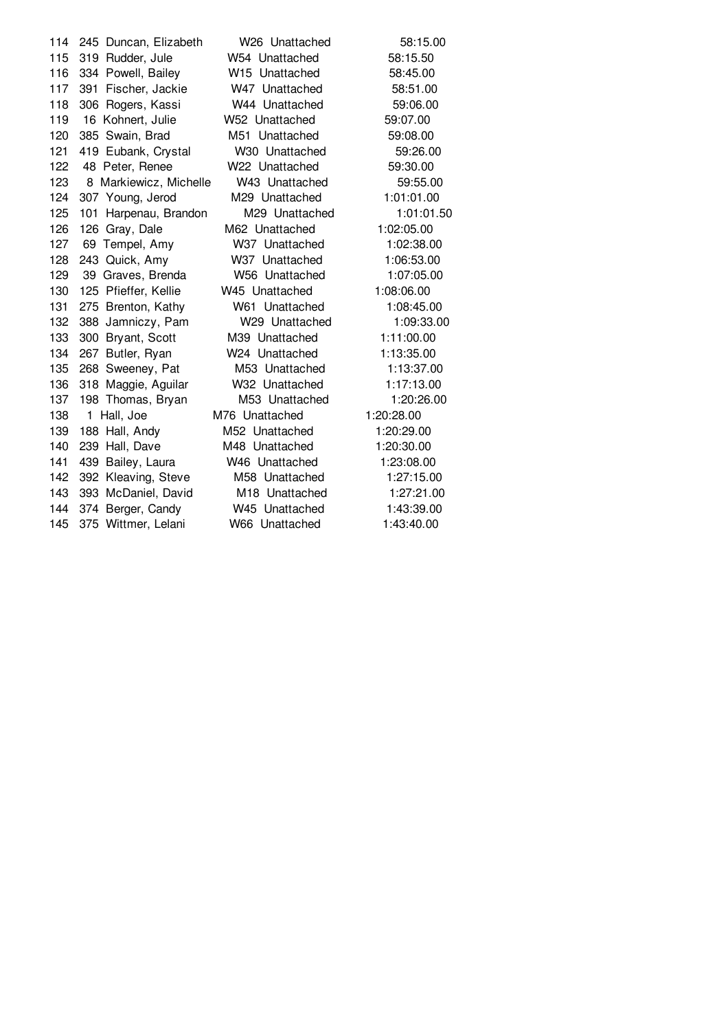| | | | | | |
|---|---|---|---|---|---|
| 114 | 245 | Duncan, Elizabeth | W26 | Unattached | 58:15.00 |
| 115 | 319 | Rudder, Jule | W54 | Unattached | 58:15.50 |
| 116 | 334 | Powell, Bailey | W15 | Unattached | 58:45.00 |
| 117 | 391 | Fischer, Jackie | W47 | Unattached | 58:51.00 |
| 118 | 306 | Rogers, Kassi | W44 | Unattached | 59:06.00 |
| 119 | 16 | Kohnert, Julie | W52 | Unattached | 59:07.00 |
| 120 | 385 | Swain, Brad | M51 | Unattached | 59:08.00 |
| 121 | 419 | Eubank, Crystal | W30 | Unattached | 59:26.00 |
| 122 | 48 | Peter, Renee | W22 | Unattached | 59:30.00 |
| 123 | 8 | Markiewicz, Michelle | W43 | Unattached | 59:55.00 |
| 124 | 307 | Young, Jerod | M29 | Unattached | 1:01:01.00 |
| 125 | 101 | Harpenau, Brandon | M29 | Unattached | 1:01:01.50 |
| 126 | 126 | Gray, Dale | M62 | Unattached | 1:02:05.00 |
| 127 | 69 | Tempel, Amy | W37 | Unattached | 1:02:38.00 |
| 128 | 243 | Quick, Amy | W37 | Unattached | 1:06:53.00 |
| 129 | 39 | Graves, Brenda | W56 | Unattached | 1:07:05.00 |
| 130 | 125 | Pfieffer, Kellie | W45 | Unattached | 1:08:06.00 |
| 131 | 275 | Brenton, Kathy | W61 | Unattached | 1:08:45.00 |
| 132 | 388 | Jamniczy, Pam | W29 | Unattached | 1:09:33.00 |
| 133 | 300 | Bryant, Scott | M39 | Unattached | 1:11:00.00 |
| 134 | 267 | Butler, Ryan | W24 | Unattached | 1:13:35.00 |
| 135 | 268 | Sweeney, Pat | M53 | Unattached | 1:13:37.00 |
| 136 | 318 | Maggie, Aguilar | W32 | Unattached | 1:17:13.00 |
| 137 | 198 | Thomas, Bryan | M53 | Unattached | 1:20:26.00 |
| 138 | 1 | Hall, Joe | M76 | Unattached | 1:20:28.00 |
| 139 | 188 | Hall, Andy | M52 | Unattached | 1:20:29.00 |
| 140 | 239 | Hall, Dave | M48 | Unattached | 1:20:30.00 |
| 141 | 439 | Bailey, Laura | W46 | Unattached | 1:23:08.00 |
| 142 | 392 | Kleaving, Steve | M58 | Unattached | 1:27:15.00 |
| 143 | 393 | McDaniel, David | M18 | Unattached | 1:27:21.00 |
| 144 | 374 | Berger, Candy | W45 | Unattached | 1:43:39.00 |
| 145 | 375 | Wittmer, Lelani | W66 | Unattached | 1:43:40.00 |